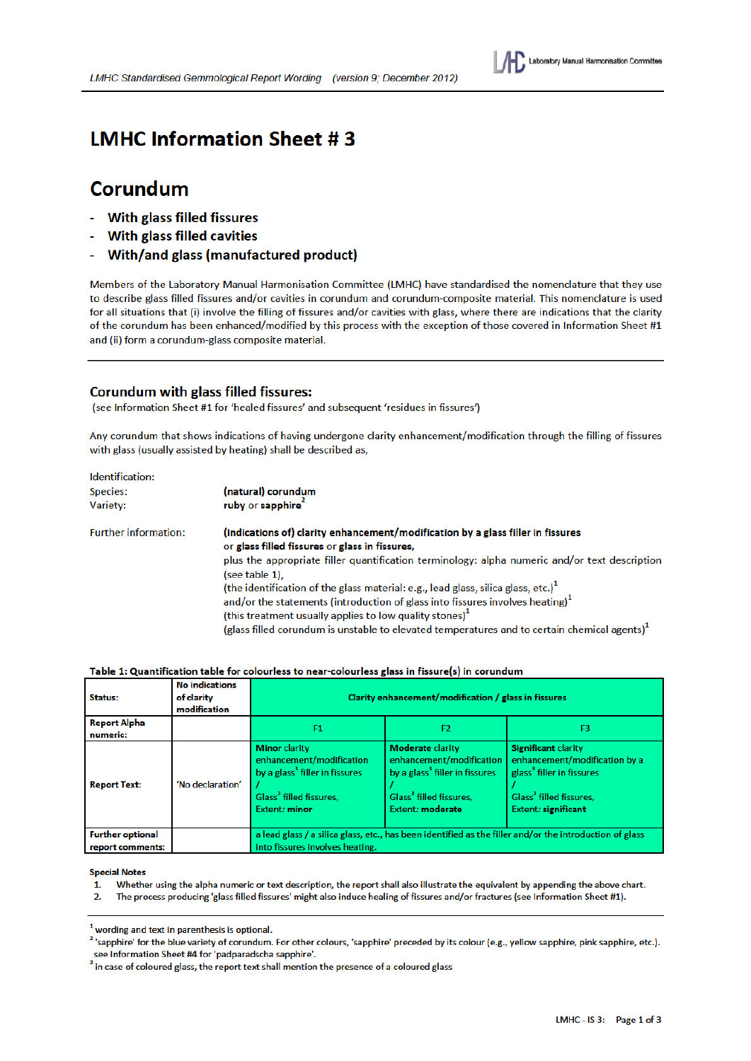# LMHC Information Sheet # 3

## Corundum

- **With glass filled fissures**
- **With glass filled cavities**
- **With/and glass (manufactured product)**

Members of the Laboratory Manual Harmonisation Committee (LMHC) have standardised the nomenclature that they use to describe glass filled fissures and/or cavities in corundum and corundum-composite material. This nomenclature is used for all situations that (i) involve the filling of fissures and/or cavities with glass, where there are indications that the clarity of the corundum has been enhanced/modified by this process with the exception of those covered in Information Sheet #1 and (ii) form a corundum-glass composite material.

---

### Corundum with glass filled fissures:

(see Information Sheet #1 for 'healed fissures' and subsequent 'residues in fissures')

Any corundum that shows indications of having undergone clarity enhancement/modification through the filling of fissures with glass (usually assisted by heating) shall be described as,

Identification:

Species: **(natural) corundum**

Variety: **ruby** or **sapphire**[2]

Further information: **(indications of) clarity enhancement/modification by a glass filler in fissures** or **glass filled fissures** or **glass in fissures,**
plus the appropriate filler quantification terminology: alpha numeric and/or text description (see table 1),
(the identification of the glass material: e.g., lead glass, silica glass, etc.)[1]
and/or the statements (introduction of glass into fissures involves heating)[1]
(this treatment usually applies to low quality stones)[1]
(glass filled corundum is unstable to elevated temperatures and to certain chemical agents)[1]

**Table 1: Quantification table for colourless to near-colourless glass in fissure(s) in corundum**

| Status: | No indications of clarity modification | Clarity enhancement/modification / glass in fissures | | |
|---|---|---|---|---|
| Report Alpha numeric: | | F1 | F2 | F3 |
| Report Text: | 'No declaration' | **Minor** clarity enhancement/modification by a glass[3] filler in fissures / Glass[3] filled fissures, Extent: **minor** | **Moderate** clarity enhancement/modification by a glass[3] filler in fissures / Glass[3] filled fissures, Extent: **moderate** | **Significant** clarity enhancement/modification by a glass[3] filler in fissures / Glass[3] filled fissures, Extent: **significant** |
| Further optional report comments: | | a lead glass / a silica glass, etc., has been identified as the filler and/or the introduction of glass into fissures involves heating. | | |

**Special Notes**

1. Whether using the alpha numeric or text description, the report shall also illustrate the equivalent by appending the above chart.
2. The process producing 'glass filled fissures' might also induce healing of fissures and/or fractures (see Information Sheet #1).

---

[1] wording and text in parenthesis is optional.
[2] 'sapphire' for the blue variety of corundum. For other colours, 'sapphire' preceded by its colour (e.g., yellow sapphire, pink sapphire, etc.). see Information Sheet #4 for 'padparadscha sapphire'.
[3] in case of coloured glass, the report text shall mention the presence of a coloured glass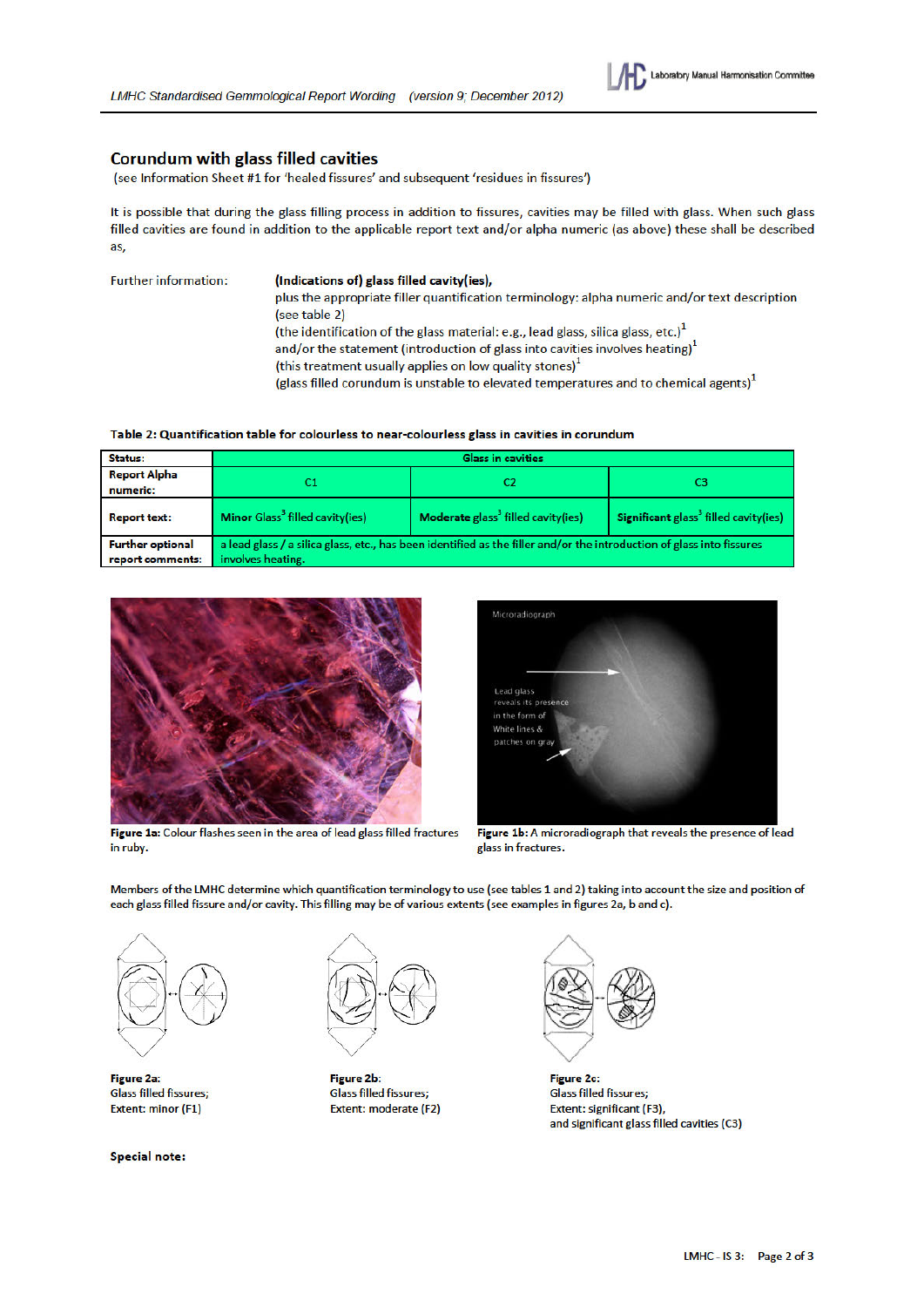## Corundum with glass filled cavities

(see Information Sheet #1 for 'healed fissures' and subsequent 'residues in fissures')

It is possible that during the glass filling process in addition to fissures, cavities may be filled with glass. When such glass filled cavities are found in addition to the applicable report text and/or alpha numeric (as above) these shall be described as,

Further information: **(Indications of) glass filled cavity(ies),**
plus the appropriate filler quantification terminology: alpha numeric and/or text description (see table 2)
(the identification of the glass material: e.g., lead glass, silica glass, etc.)[1]
and/or the statement (introduction of glass into cavities involves heating)[1]
(this treatment usually applies on low quality stones)[1]
(glass filled corundum is unstable to elevated temperatures and to chemical agents)[1]

**Table 2: Quantification table for colourless to near-colourless glass in cavities in corundum**

| **Status:** | Glass in cavities | | |
|---|---|---|---|
| **Report Alpha numeric:** | C1 | C2 | C3 |
| **Report text:** | **Minor** Glass[3] filled cavity(ies) | **Moderate** glass[3] filled cavity(ies) | **Significant** glass[3] filled cavity(ies) |
| **Further optional report comments:** | a lead glass / a silica glass, etc., has been identified as the filler and/or the introduction of glass into fissures involves heating. | | |

**Figure 1a:** Colour flashes seen in the area of lead glass filled fractures in ruby.

**Figure 1b:** A microradiograph that reveals the presence of lead glass in fractures.

Members of the LMHC determine which quantification terminology to use (see tables 1 and 2) taking into account the size and position of each glass filled fissure and/or cavity. This filling may be of various extents (see examples in figures 2a, b and c).

**Figure 2a:**
Glass filled fissures;
Extent: minor (F1)

**Figure 2b:**
Glass filled fissures;
Extent: moderate (F2)

**Figure 2c:**
Glass filled fissures;
Extent: significant (F3),
and significant glass filled cavities (C3)

**Special note:**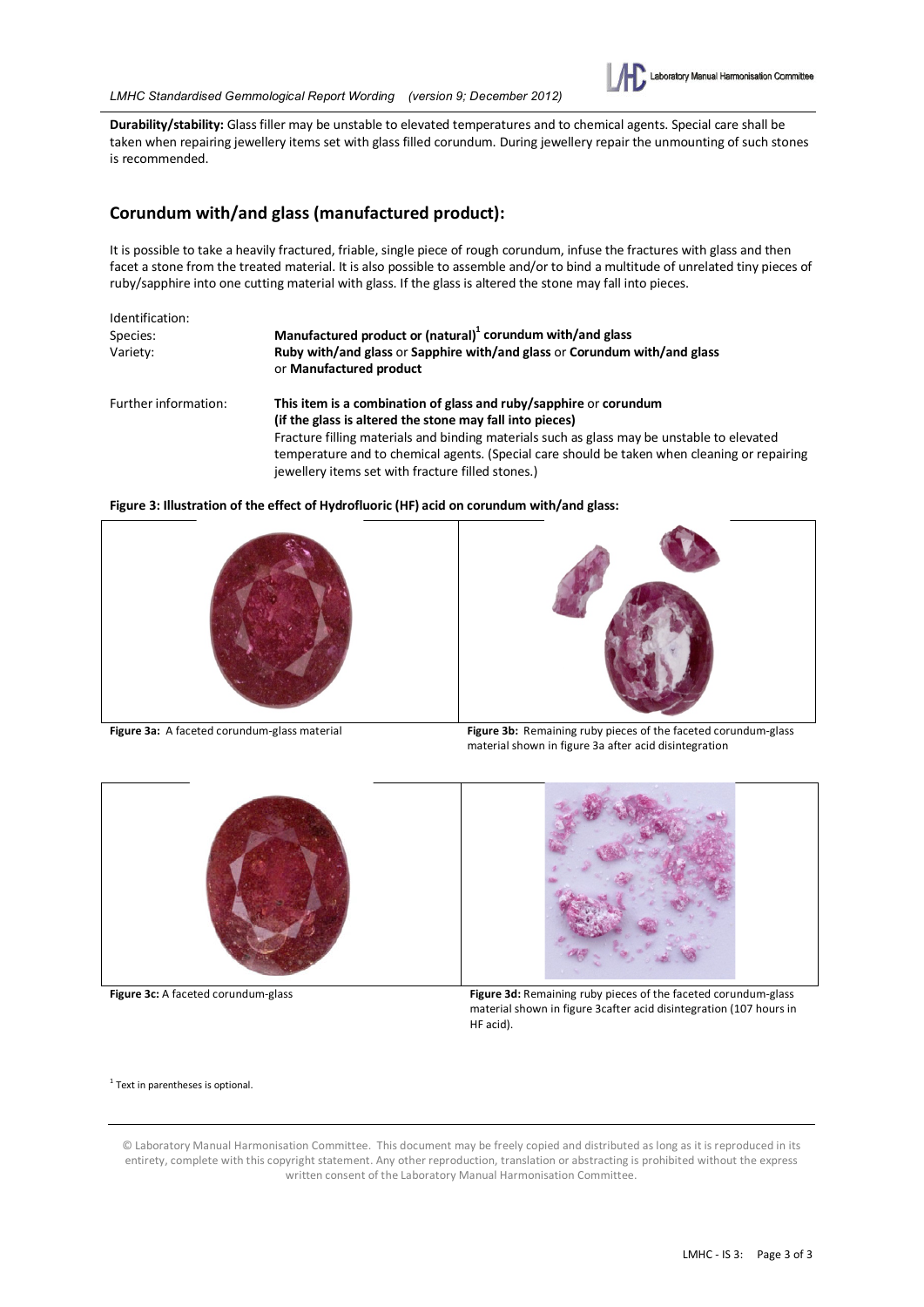**Durability/stability:** Glass filler may be unstable to elevated temperatures and to chemical agents. Special care shall be taken when repairing jewellery items set with glass filled corundum. During jewellery repair the unmounting of such stones is recommended.

## Corundum with/and glass (manufactured product):

It is possible to take a heavily fractured, friable, single piece of rough corundum, infuse the fractures with glass and then facet a stone from the treated material. It is also possible to assemble and/or to bind a multitude of unrelated tiny pieces of ruby/sapphire into one cutting material with glass. If the glass is altered the stone may fall into pieces.

Identification:

| | |
|---|---|
| Species: | **Manufactured product or (natural)[1] corundum with/and glass** |
| Variety: | **Ruby with/and glass** or **Sapphire with/and glass** or **Corundum with/and glass** or **Manufactured product** |
| Further information: | **This item is a combination of glass and ruby/sapphire** or **corundum** **(if the glass is altered the stone may fall into pieces)** Fracture filling materials and binding materials such as glass may be unstable to elevated temperature and to chemical agents. (Special care should be taken when cleaning or repairing jewellery items set with fracture filled stones.) |

**Figure 3: Illustration of the effect of Hydrofluoric (HF) acid on corundum with/and glass:**

**Figure 3a:** A faceted corundum-glass material

**Figure 3b:** Remaining ruby pieces of the faceted corundum-glass material shown in figure 3a after acid disintegration

**Figure 3c:** A faceted corundum-glass

**Figure 3d:** Remaining ruby pieces of the faceted corundum-glass material shown in figure 3cafter acid disintegration (107 hours in HF acid).

[1] Text in parentheses is optional.

© Laboratory Manual Harmonisation Committee. This document may be freely copied and distributed as long as it is reproduced in its entirety, complete with this copyright statement. Any other reproduction, translation or abstracting is prohibited without the express written consent of the Laboratory Manual Harmonisation Committee.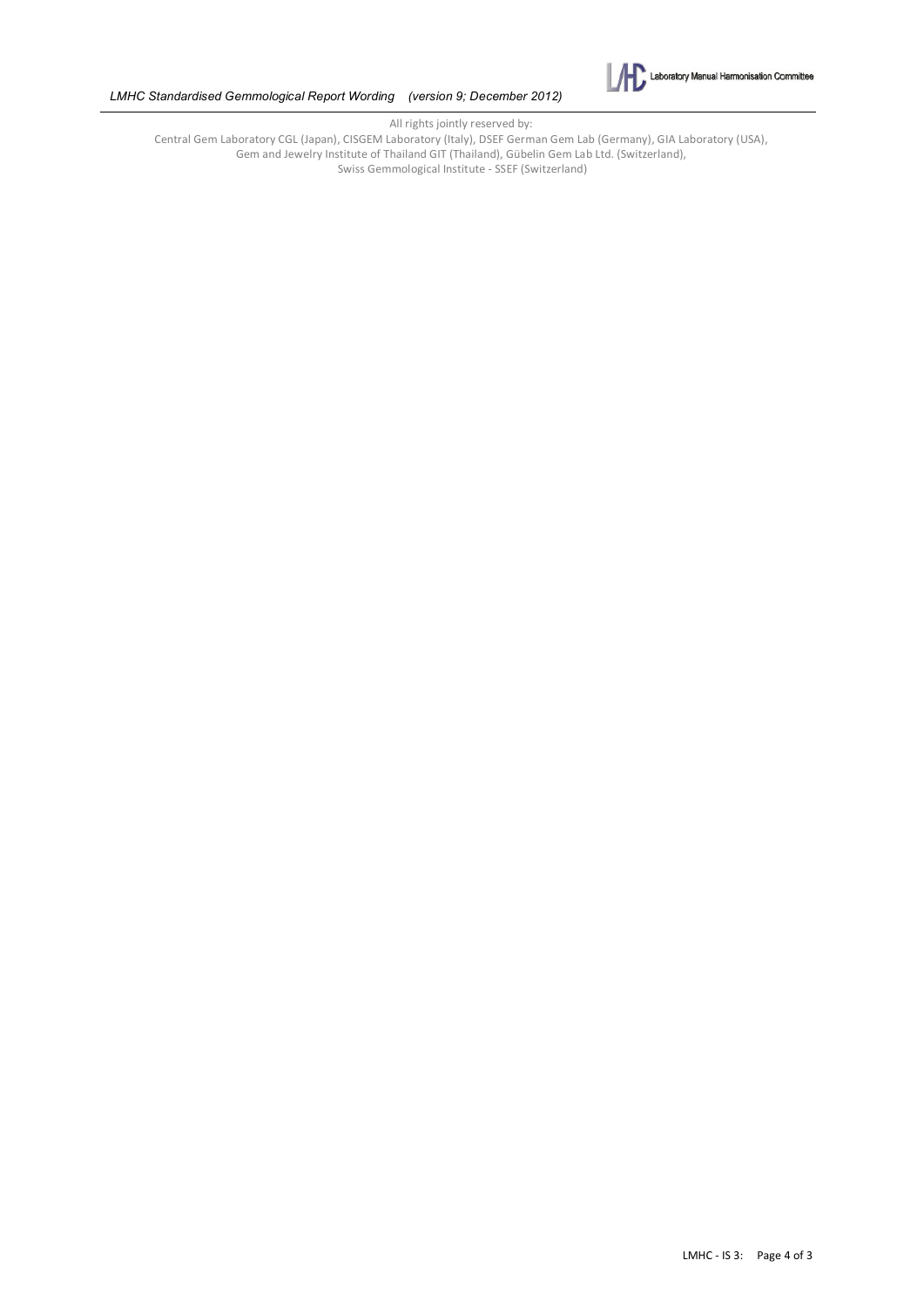All rights jointly reserved by:

Central Gem Laboratory CGL (Japan), CISGEM Laboratory (Italy), DSEF German Gem Lab (Germany), GIA Laboratory (USA), Gem and Jewelry Institute of Thailand GIT (Thailand), Gübelin Gem Lab Ltd. (Switzerland), Swiss Gemmological Institute - SSEF (Switzerland)